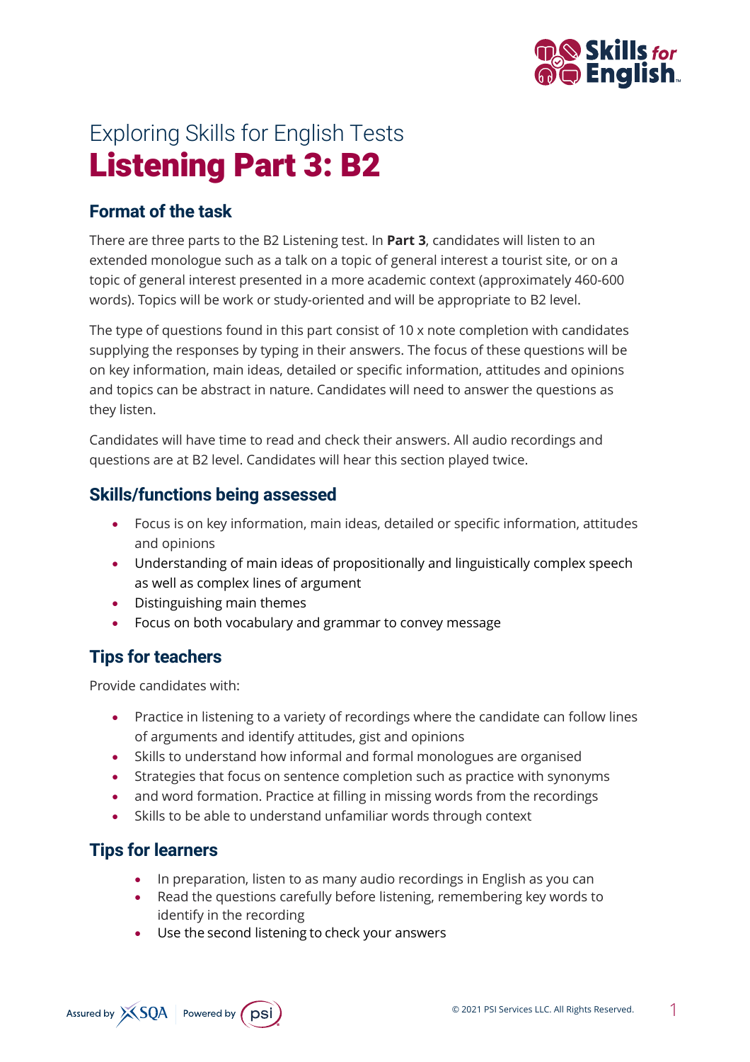Exploring Skills for English Tests

# Listening Part 3: B2

## Format of the task

There are three parts to the B2 Listening test. In **Part 3**, candidates will listen to an extended monologue such as a talk on a topic of general interest a tourist site, or on a topic of general interest presented in a more academic context (approximately 460-600 words). Topics will be work or study-oriented and will be appropriate to B2 level.

The type of questions found in this part consist of 10 x note completion with candidates supplying the responses by typing in their answers. The focus of these questions will be on key information, main ideas, detailed or specific information, attitudes and opinions and topics can be abstract in nature. Candidates will need to answer the questions as they listen.

Candidates will have time to read and check their answers. All audio recordings and questions are at B2 level. Candidates will hear this section played twice.

## Skills/functions being assessed

- Focus is on key information, main ideas, detailed or specific information, attitudes and opinions
- Understanding of main ideas of propositionally and linguistically complex speech as well as complex lines of argument
- Distinguishing main themes
- Focus on both vocabulary and grammar to convey message

## Tips for teachers

Provide candidates with:

- Practice in listening to a variety of recordings where the candidate can follow lines of arguments and identify attitudes, gist and opinions
- Skills to understand how informal and formal monologues are organised
- Strategies that focus on sentence completion such as practice with synonyms
- and word formation. Practice at filling in missing words from the recordings
- Skills to be able to understand unfamiliar words through context

## Tips for learners

- In preparation, listen to as many audio recordings in English as you can
- Read the questions carefully before listening, remembering key words to identify in the recording
- Use the second listening to check your answers

Assured by SQA | Powered by psi

© 2021 PSI Services LLC. All Rights Reserved.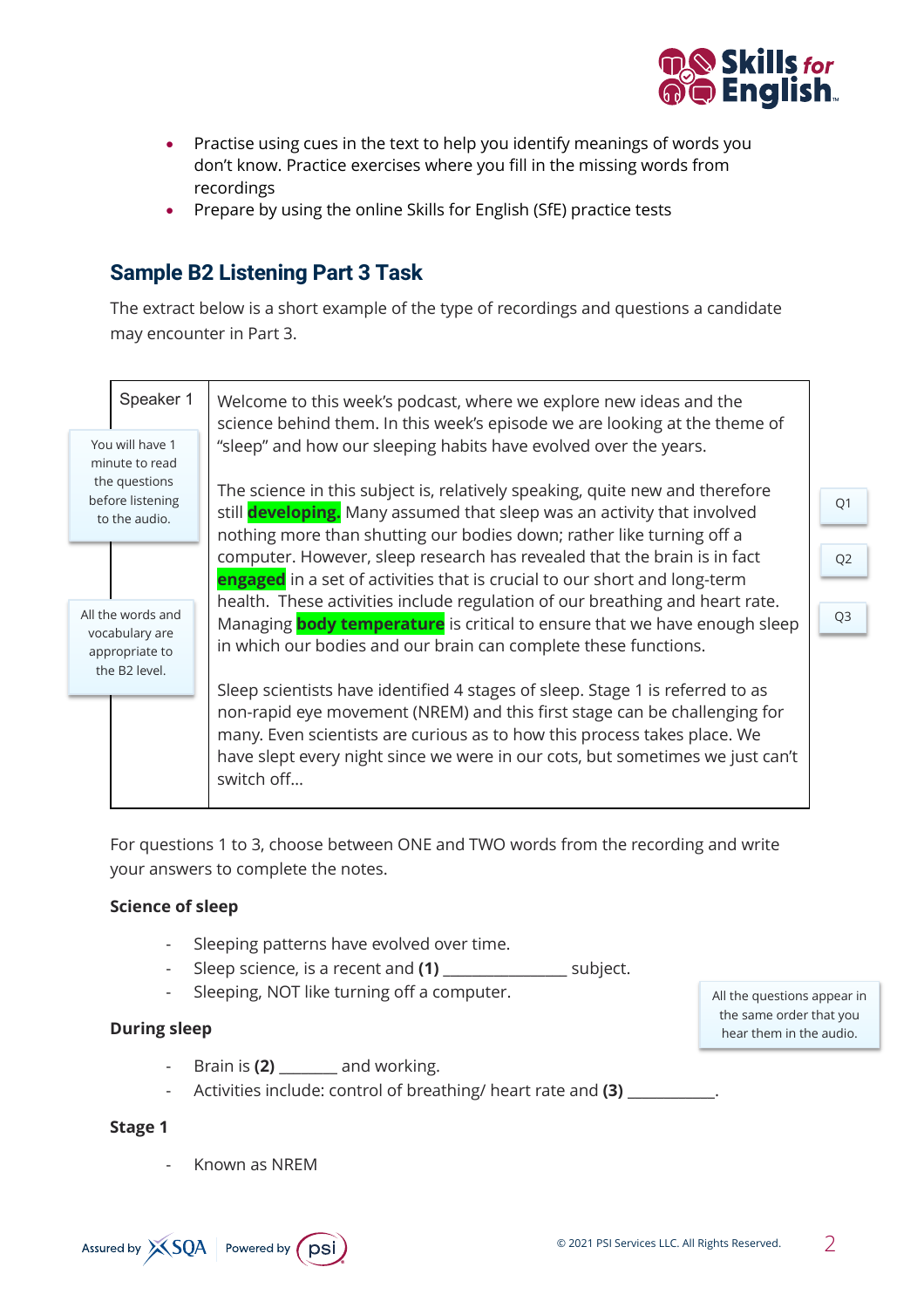- Practise using cues in the text to help you identify meanings of words you don't know. Practice exercises where you fill in the missing words from recordings
- Prepare by using the online Skills for English (SfE) practice tests

## Sample B2 Listening Part 3 Task

The extract below is a short example of the type of recordings and questions a candidate may encounter in Part 3.

| Speaker 1 | |
|---|---|
| You will have 1 minute to read the questions before listening to the audio. | Welcome to this week's podcast, where we explore new ideas and the science behind them. In this week's episode we are looking at the theme of "sleep" and how our sleeping habits have evolved over the years. |
| All the words and vocabulary are appropriate to the B2 level. | The science in this subject is, relatively speaking, quite new and therefore still **developing.** Many assumed that sleep was an activity that involved nothing more than shutting our bodies down; rather like turning off a computer. However, sleep research has revealed that the brain is in fact **engaged** in a set of activities that is crucial to our short and long-term health. These activities include regulation of our breathing and heart rate. Managing **body temperature** is critical to ensure that we have enough sleep in which our bodies and our brain can complete these functions. (Q1, Q2, Q3) |
| | Sleep scientists have identified 4 stages of sleep. Stage 1 is referred to as non-rapid eye movement (NREM) and this first stage can be challenging for many. Even scientists are curious as to how this process takes place. We have slept every night since we were in our cots, but sometimes we just can't switch off... |

For questions 1 to 3, choose between ONE and TWO words from the recording and write your answers to complete the notes.

**Science of sleep**

- Sleeping patterns have evolved over time.
- Sleep science, is a recent and **(1)** _______________ subject.
- Sleeping, NOT like turning off a computer.

All the questions appear in the same order that you hear them in the audio.

**During sleep**

- Brain is **(2)** _______ and working.
- Activities include: control of breathing/ heart rate and **(3)** ___________.

**Stage 1**

- Known as NREM

Assured by SQA | Powered by psi

© 2021 PSI Services LLC. All Rights Reserved.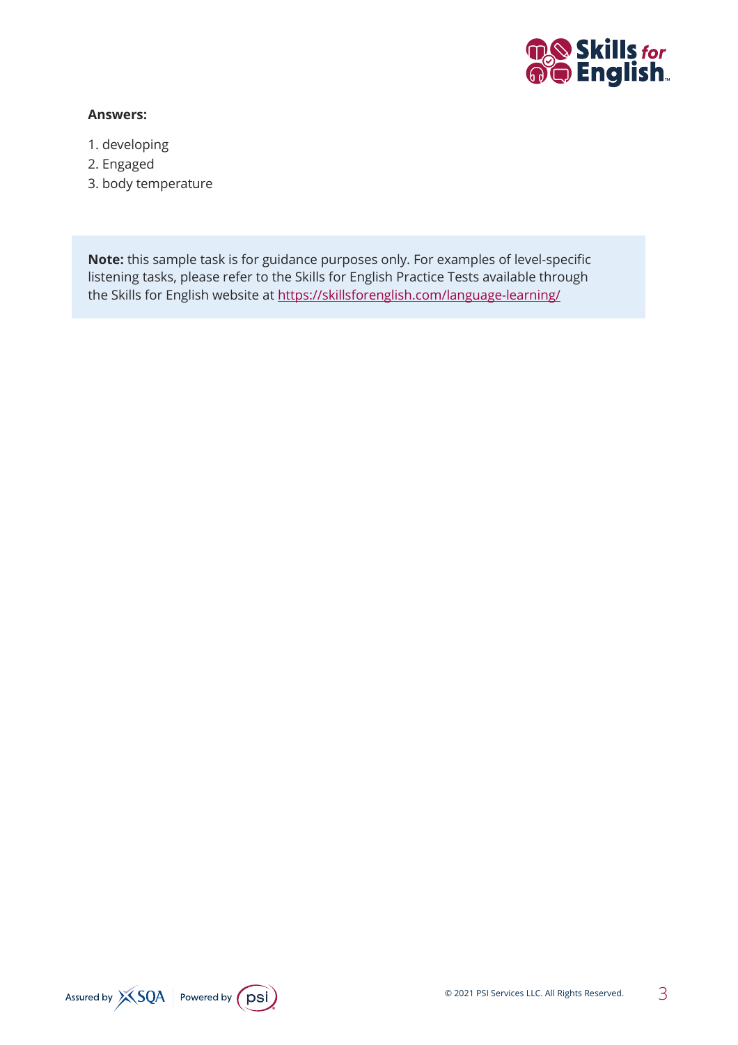**Answers:**

1. developing
2. Engaged
3. body temperature

**Note:** this sample task is for guidance purposes only. For examples of level-specific listening tasks, please refer to the Skills for English Practice Tests available through the Skills for English website at https://skillsforenglish.com/language-learning/